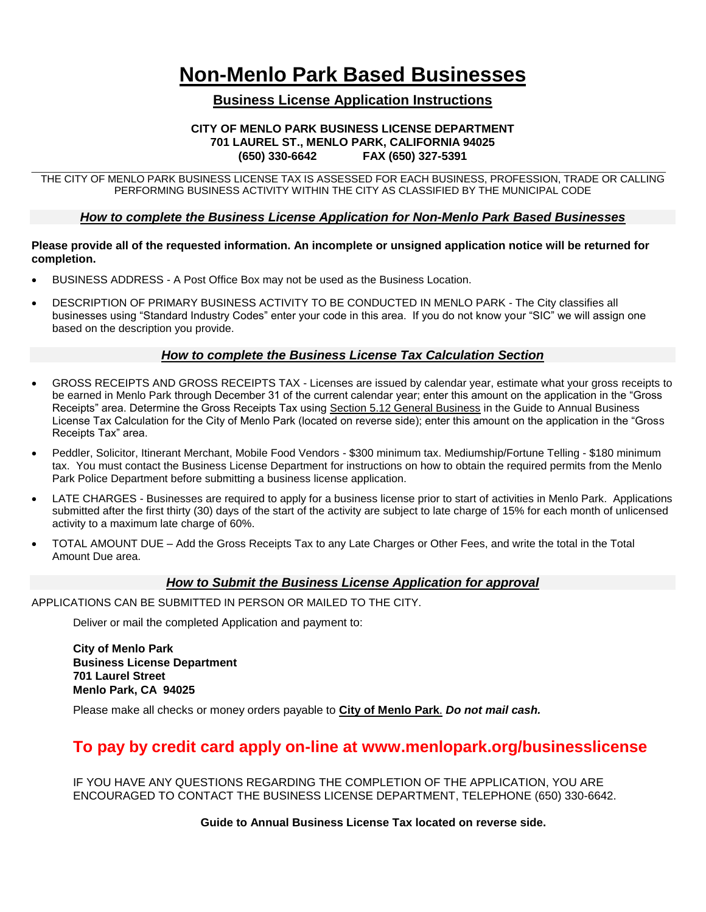# Non-Menlo Park Based Businesses

## Business License Application Instructions

**CITY OF MENLO PARK BUSINESS LICENSE DEPARTMENT**
**701 LAUREL ST., MENLO PARK, CALIFORNIA 94025**
**(650) 330-6642 FAX (650) 327-5391**

---

THE CITY OF MENLO PARK BUSINESS LICENSE TAX IS ASSESSED FOR EACH BUSINESS, PROFESSION, TRADE OR CALLING PERFORMING BUSINESS ACTIVITY WITHIN THE CITY AS CLASSIFIED BY THE MUNICIPAL CODE

### *How to complete the Business License Application for Non-Menlo Park Based Businesses*

**Please provide all of the requested information. An incomplete or unsigned application notice will be returned for completion.**

- BUSINESS ADDRESS - A Post Office Box may not be used as the Business Location.
- DESCRIPTION OF PRIMARY BUSINESS ACTIVITY TO BE CONDUCTED IN MENLO PARK - The City classifies all businesses using "Standard Industry Codes" enter your code in this area. If you do not know your "SIC" we will assign one based on the description you provide.

### *How to complete the Business License Tax Calculation Section*

- GROSS RECEIPTS AND GROSS RECEIPTS TAX - Licenses are issued by calendar year, estimate what your gross receipts to be earned in Menlo Park through December 31 of the current calendar year; enter this amount on the application in the "Gross Receipts" area. Determine the Gross Receipts Tax using Section 5.12 General Business in the Guide to Annual Business License Tax Calculation for the City of Menlo Park (located on reverse side); enter this amount on the application in the "Gross Receipts Tax" area.
- Peddler, Solicitor, Itinerant Merchant, Mobile Food Vendors - $300 minimum tax. Mediumship/Fortune Telling - $180 minimum tax. You must contact the Business License Department for instructions on how to obtain the required permits from the Menlo Park Police Department before submitting a business license application.
- LATE CHARGES - Businesses are required to apply for a business license prior to start of activities in Menlo Park. Applications submitted after the first thirty (30) days of the start of the activity are subject to late charge of 15% for each month of unlicensed activity to a maximum late charge of 60%.
- TOTAL AMOUNT DUE – Add the Gross Receipts Tax to any Late Charges or Other Fees, and write the total in the Total Amount Due area.

### *How to Submit the Business License Application for approval*

APPLICATIONS CAN BE SUBMITTED IN PERSON OR MAILED TO THE CITY.

Deliver or mail the completed Application and payment to:

**City of Menlo Park**
**Business License Department**
**701 Laurel Street**
**Menlo Park, CA 94025**

Please make all checks or money orders payable to **City of Menlo Park**. ***Do not mail cash.***

## To pay by credit card apply on-line at www.menlopark.org/businesslicense

IF YOU HAVE ANY QUESTIONS REGARDING THE COMPLETION OF THE APPLICATION, YOU ARE ENCOURAGED TO CONTACT THE BUSINESS LICENSE DEPARTMENT, TELEPHONE (650) 330-6642.

**Guide to Annual Business License Tax located on reverse side.**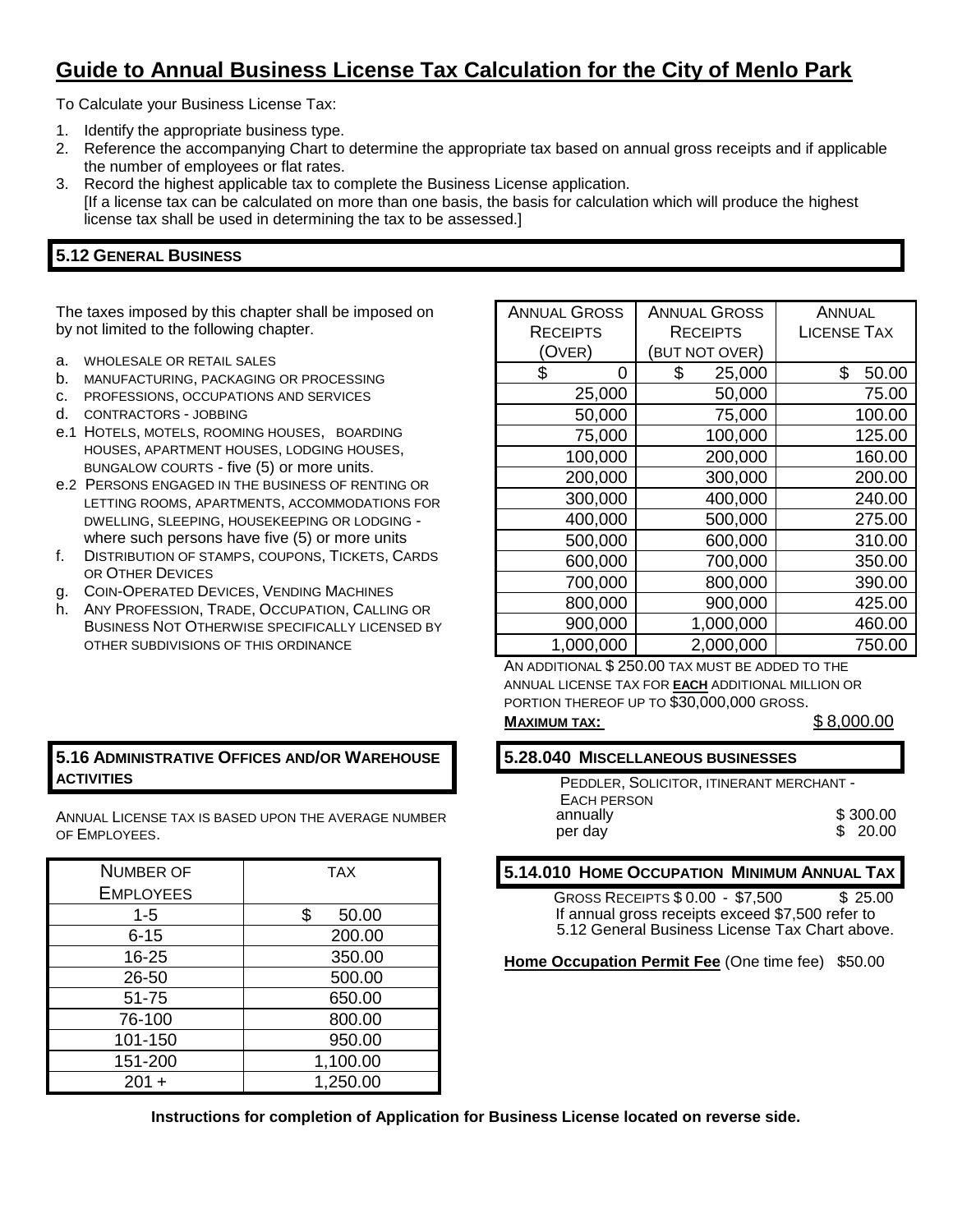# Guide to Annual Business License Tax Calculation for the City of Menlo Park

To Calculate your Business License Tax:

1. Identify the appropriate business type.
2. Reference the accompanying Chart to determine the appropriate tax based on annual gross receipts and if applicable the number of employees or flat rates.
3. Record the highest applicable tax to complete the Business License application.
   [If a license tax can be calculated on more than one basis, the basis for calculation which will produce the highest license tax shall be used in determining the tax to be assessed.]

## 5.12 General Business

The taxes imposed by this chapter shall be imposed on by not limited to the following chapter.

a. Wholesale or retail sales
b. Manufacturing, packaging or processing
c. Professions, occupations and services
d. Contractors - jobbing
e.1 Hotels, motels, rooming houses, boarding houses, apartment houses, lodging houses, bungalow courts - five (5) or more units.
e.2 Persons engaged in the business of renting or letting rooms, apartments, accommodations for dwelling, sleeping, housekeeping or lodging - where such persons have five (5) or more units
f. Distribution of Stamps, Coupons, Tickets, Cards or Other Devices
g. Coin-Operated Devices, Vending Machines
h. Any Profession, Trade, Occupation, Calling or Business Not Otherwise specifically licensed by other subdivisions of this ordinance

| Annual Gross Receipts (Over) | Annual Gross Receipts (But Not Over) | Annual License Tax |
|---|---|---|
| $ 0 | $ 25,000 | $ 50.00 |
| 25,000 | 50,000 | 75.00 |
| 50,000 | 75,000 | 100.00 |
| 75,000 | 100,000 | 125.00 |
| 100,000 | 200,000 | 160.00 |
| 200,000 | 300,000 | 200.00 |
| 300,000 | 400,000 | 240.00 |
| 400,000 | 500,000 | 275.00 |
| 500,000 | 600,000 | 310.00 |
| 600,000 | 700,000 | 350.00 |
| 700,000 | 800,000 | 390.00 |
| 800,000 | 900,000 | 425.00 |
| 900,000 | 1,000,000 | 460.00 |
| 1,000,000 | 2,000,000 | 750.00 |

An additional $ 250.00 tax must be added to the annual license tax for **each** additional million or portion thereof up to $30,000,000 gross.

**Maximum tax:** $ 8,000.00

## 5.16 Administrative Offices and/or Warehouse Activities

Annual License tax is based upon the average number of Employees.

| Number of Employees | Tax |
|---|---|
| 1-5 | $ 50.00 |
| 6-15 | 200.00 |
| 16-25 | 350.00 |
| 26-50 | 500.00 |
| 51-75 | 650.00 |
| 76-100 | 800.00 |
| 101-150 | 950.00 |
| 151-200 | 1,100.00 |
| 201 + | 1,250.00 |

## 5.28.040 Miscellaneous Businesses

Peddler, Solicitor, itinerant merchant - Each person

annually $ 300.00
per day $ 20.00

## 5.14.010 Home Occupation Minimum Annual Tax

Gross Receipts $ 0.00 - $7,500 $ 25.00
If annual gross receipts exceed $7,500 refer to 5.12 General Business License Tax Chart above.

**Home Occupation Permit Fee** (One time fee) $50.00

**Instructions for completion of Application for Business License located on reverse side.**